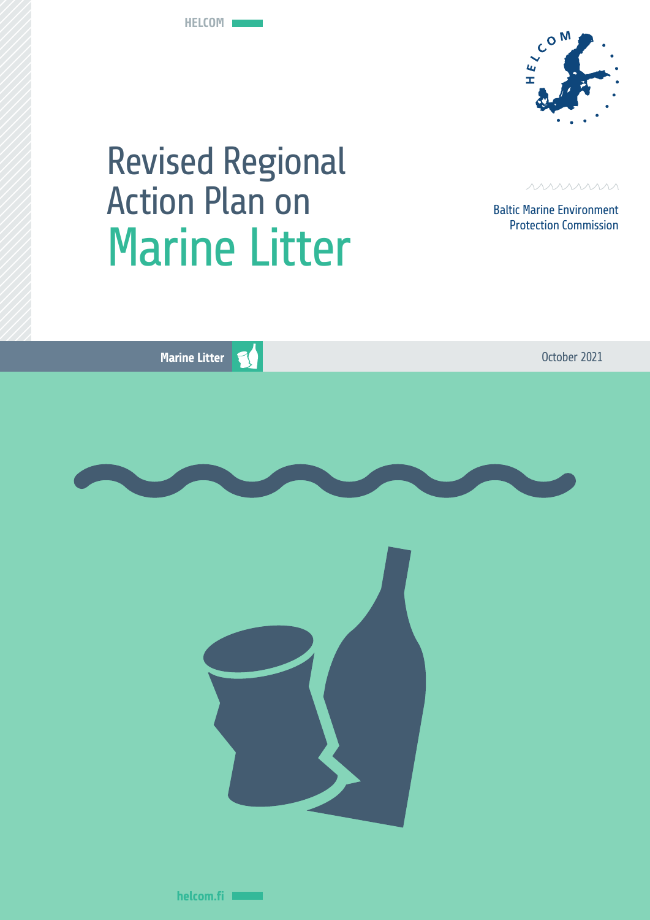HELCOM

# Revised Regional Action Plan on Marine Litter

Baltic Marine Environment Protection Commission

Marine Litter

October 2021

helcom.fi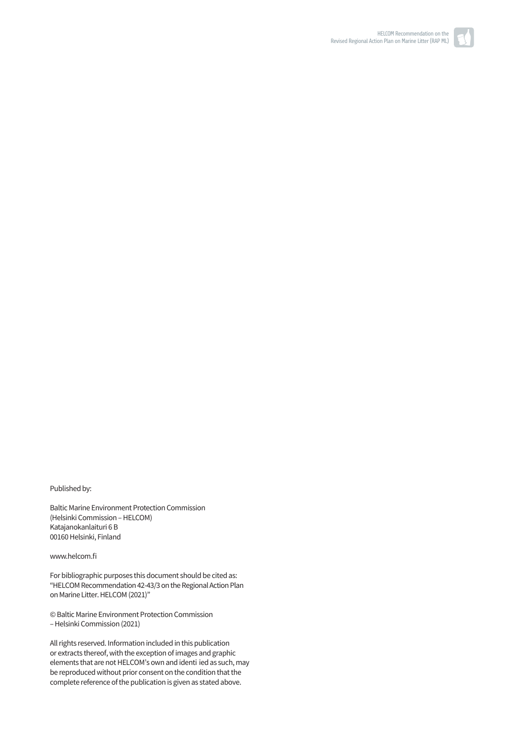Published by:

Baltic Marine Environment Protection Commission
(Helsinki Commission – HELCOM)
Katajanokanlaituri 6 B
00160 Helsinki, Finland

www.helcom.fi

For bibliographic purposes this document should be cited as:
"HELCOM Recommendation 42-43/3 on the Regional Action Plan on Marine Litter. HELCOM (2021)"

© Baltic Marine Environment Protection Commission
– Helsinki Commission (2021)

All rights reserved. Information included in this publication or extracts thereof, with the exception of images and graphic elements that are not HELCOM's own and identi ied as such, may be reproduced without prior consent on the condition that the complete reference of the publication is given as stated above.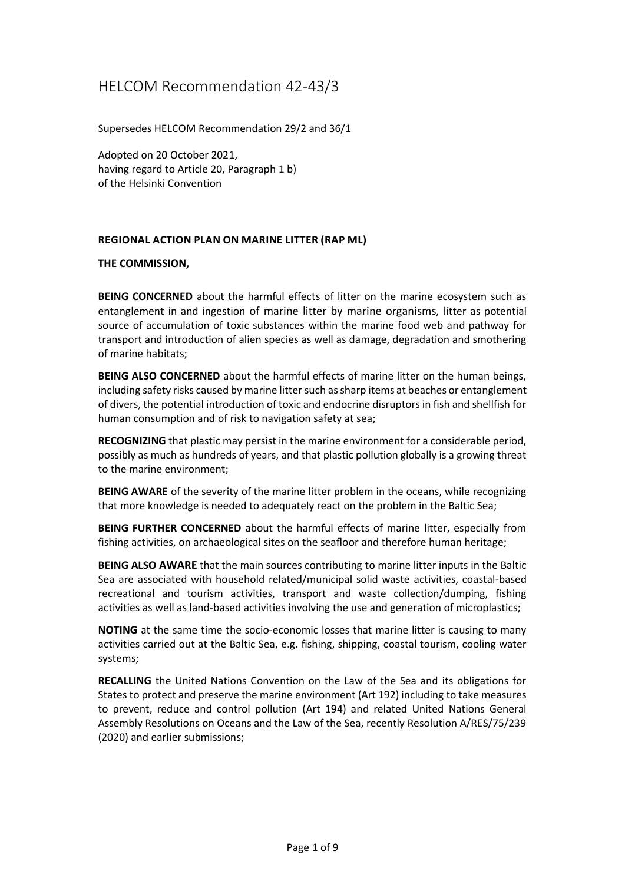# HELCOM Recommendation 42-43/3

Supersedes HELCOM Recommendation 29/2 and 36/1

Adopted on 20 October 2021,
having regard to Article 20, Paragraph 1 b)
of the Helsinki Convention

**REGIONAL ACTION PLAN ON MARINE LITTER (RAP ML)**

**THE COMMISSION,**

**BEING CONCERNED** about the harmful effects of litter on the marine ecosystem such as entanglement in and ingestion of marine litter by marine organisms, litter as potential source of accumulation of toxic substances within the marine food web and pathway for transport and introduction of alien species as well as damage, degradation and smothering of marine habitats;

**BEING ALSO CONCERNED** about the harmful effects of marine litter on the human beings, including safety risks caused by marine litter such as sharp items at beaches or entanglement of divers, the potential introduction of toxic and endocrine disruptors in fish and shellfish for human consumption and of risk to navigation safety at sea;

**RECOGNIZING** that plastic may persist in the marine environment for a considerable period, possibly as much as hundreds of years, and that plastic pollution globally is a growing threat to the marine environment;

**BEING AWARE** of the severity of the marine litter problem in the oceans, while recognizing that more knowledge is needed to adequately react on the problem in the Baltic Sea;

**BEING FURTHER CONCERNED** about the harmful effects of marine litter, especially from fishing activities, on archaeological sites on the seafloor and therefore human heritage;

**BEING ALSO AWARE** that the main sources contributing to marine litter inputs in the Baltic Sea are associated with household related/municipal solid waste activities, coastal-based recreational and tourism activities, transport and waste collection/dumping, fishing activities as well as land-based activities involving the use and generation of microplastics;

**NOTING** at the same time the socio-economic losses that marine litter is causing to many activities carried out at the Baltic Sea, e.g. fishing, shipping, coastal tourism, cooling water systems;

**RECALLING** the United Nations Convention on the Law of the Sea and its obligations for States to protect and preserve the marine environment (Art 192) including to take measures to prevent, reduce and control pollution (Art 194) and related United Nations General Assembly Resolutions on Oceans and the Law of the Sea, recently Resolution A/RES/75/239 (2020) and earlier submissions;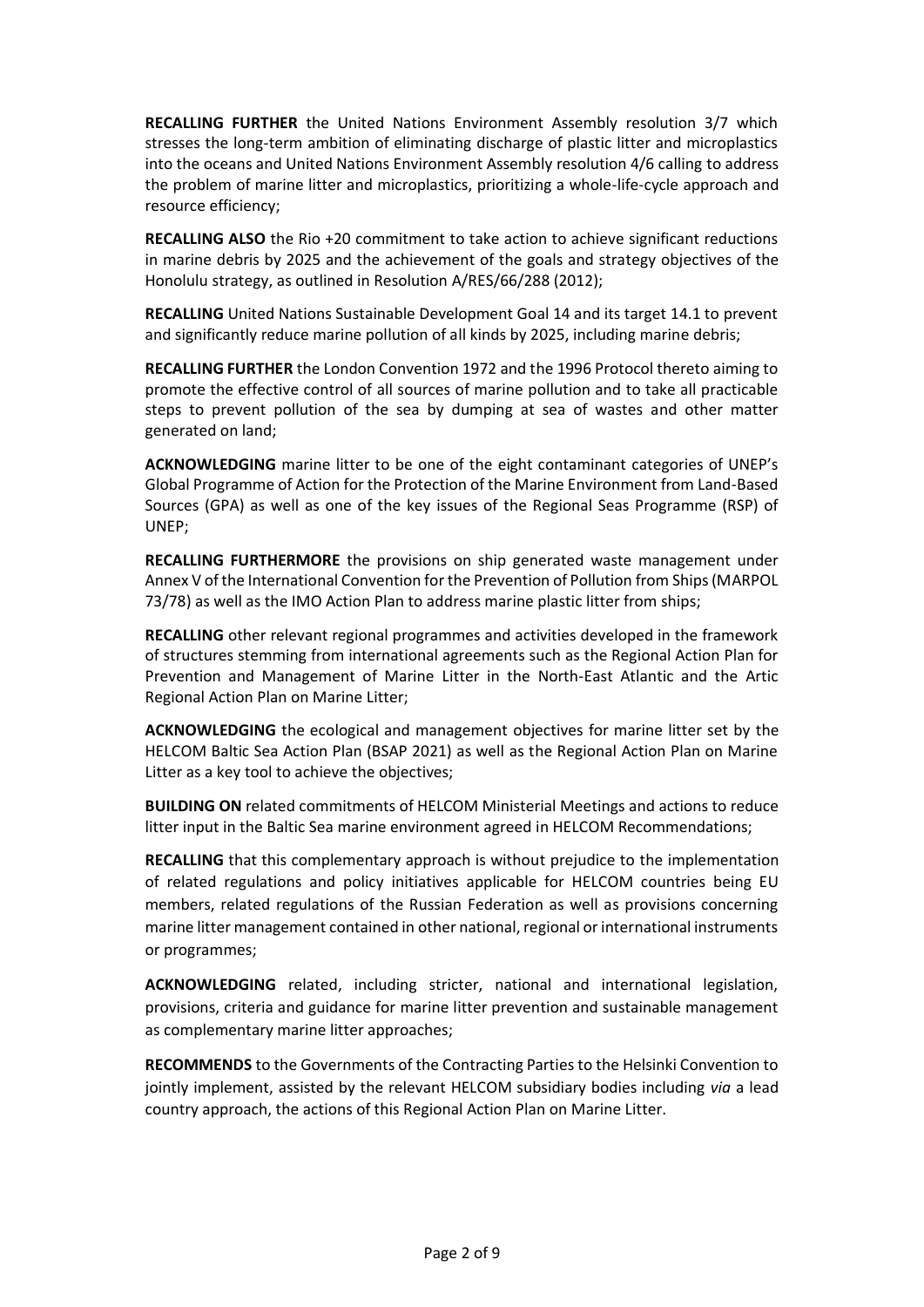**RECALLING FURTHER** the United Nations Environment Assembly resolution 3/7 which stresses the long-term ambition of eliminating discharge of plastic litter and microplastics into the oceans and United Nations Environment Assembly resolution 4/6 calling to address the problem of marine litter and microplastics, prioritizing a whole-life-cycle approach and resource efficiency;

**RECALLING ALSO** the Rio +20 commitment to take action to achieve significant reductions in marine debris by 2025 and the achievement of the goals and strategy objectives of the Honolulu strategy, as outlined in Resolution A/RES/66/288 (2012);

**RECALLING** United Nations Sustainable Development Goal 14 and its target 14.1 to prevent and significantly reduce marine pollution of all kinds by 2025, including marine debris;

**RECALLING FURTHER** the London Convention 1972 and the 1996 Protocol thereto aiming to promote the effective control of all sources of marine pollution and to take all practicable steps to prevent pollution of the sea by dumping at sea of wastes and other matter generated on land;

**ACKNOWLEDGING** marine litter to be one of the eight contaminant categories of UNEP's Global Programme of Action for the Protection of the Marine Environment from Land-Based Sources (GPA) as well as one of the key issues of the Regional Seas Programme (RSP) of UNEP;

**RECALLING FURTHERMORE** the provisions on ship generated waste management under Annex V of the International Convention for the Prevention of Pollution from Ships (MARPOL 73/78) as well as the IMO Action Plan to address marine plastic litter from ships;

**RECALLING** other relevant regional programmes and activities developed in the framework of structures stemming from international agreements such as the Regional Action Plan for Prevention and Management of Marine Litter in the North-East Atlantic and the Artic Regional Action Plan on Marine Litter;

**ACKNOWLEDGING** the ecological and management objectives for marine litter set by the HELCOM Baltic Sea Action Plan (BSAP 2021) as well as the Regional Action Plan on Marine Litter as a key tool to achieve the objectives;

**BUILDING ON** related commitments of HELCOM Ministerial Meetings and actions to reduce litter input in the Baltic Sea marine environment agreed in HELCOM Recommendations;

**RECALLING** that this complementary approach is without prejudice to the implementation of related regulations and policy initiatives applicable for HELCOM countries being EU members, related regulations of the Russian Federation as well as provisions concerning marine litter management contained in other national, regional or international instruments or programmes;

**ACKNOWLEDGING** related, including stricter, national and international legislation, provisions, criteria and guidance for marine litter prevention and sustainable management as complementary marine litter approaches;

**RECOMMENDS** to the Governments of the Contracting Parties to the Helsinki Convention to jointly implement, assisted by the relevant HELCOM subsidiary bodies including *via* a lead country approach, the actions of this Regional Action Plan on Marine Litter.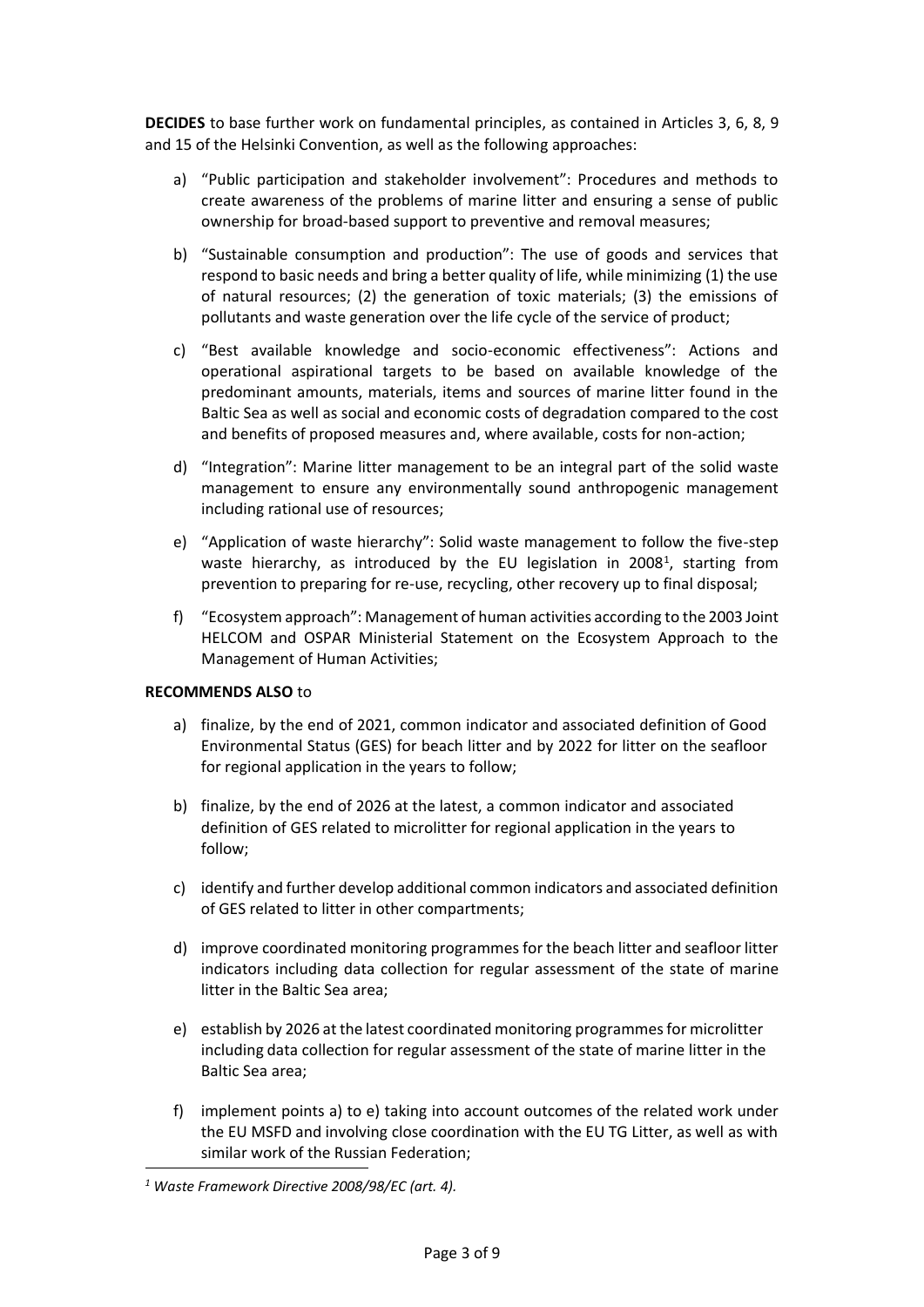**DECIDES** to base further work on fundamental principles, as contained in Articles 3, 6, 8, 9 and 15 of the Helsinki Convention, as well as the following approaches:

a) "Public participation and stakeholder involvement": Procedures and methods to create awareness of the problems of marine litter and ensuring a sense of public ownership for broad-based support to preventive and removal measures;

b) "Sustainable consumption and production": The use of goods and services that respond to basic needs and bring a better quality of life, while minimizing (1) the use of natural resources; (2) the generation of toxic materials; (3) the emissions of pollutants and waste generation over the life cycle of the service of product;

c) "Best available knowledge and socio-economic effectiveness": Actions and operational aspirational targets to be based on available knowledge of the predominant amounts, materials, items and sources of marine litter found in the Baltic Sea as well as social and economic costs of degradation compared to the cost and benefits of proposed measures and, where available, costs for non-action;

d) "Integration": Marine litter management to be an integral part of the solid waste management to ensure any environmentally sound anthropogenic management including rational use of resources;

e) "Application of waste hierarchy": Solid waste management to follow the five-step waste hierarchy, as introduced by the EU legislation in 2008[1], starting from prevention to preparing for re-use, recycling, other recovery up to final disposal;

f) "Ecosystem approach": Management of human activities according to the 2003 Joint HELCOM and OSPAR Ministerial Statement on the Ecosystem Approach to the Management of Human Activities;

**RECOMMENDS ALSO** to

a) finalize, by the end of 2021, common indicator and associated definition of Good Environmental Status (GES) for beach litter and by 2022 for litter on the seafloor for regional application in the years to follow;

b) finalize, by the end of 2026 at the latest, a common indicator and associated definition of GES related to microlitter for regional application in the years to follow;

c) identify and further develop additional common indicators and associated definition of GES related to litter in other compartments;

d) improve coordinated monitoring programmes for the beach litter and seafloor litter indicators including data collection for regular assessment of the state of marine litter in the Baltic Sea area;

e) establish by 2026 at the latest coordinated monitoring programmes for microlitter including data collection for regular assessment of the state of marine litter in the Baltic Sea area;

f) implement points a) to e) taking into account outcomes of the related work under the EU MSFD and involving close coordination with the EU TG Litter, as well as with similar work of the Russian Federation;

---

*[1] Waste Framework Directive 2008/98/EC (art. 4).*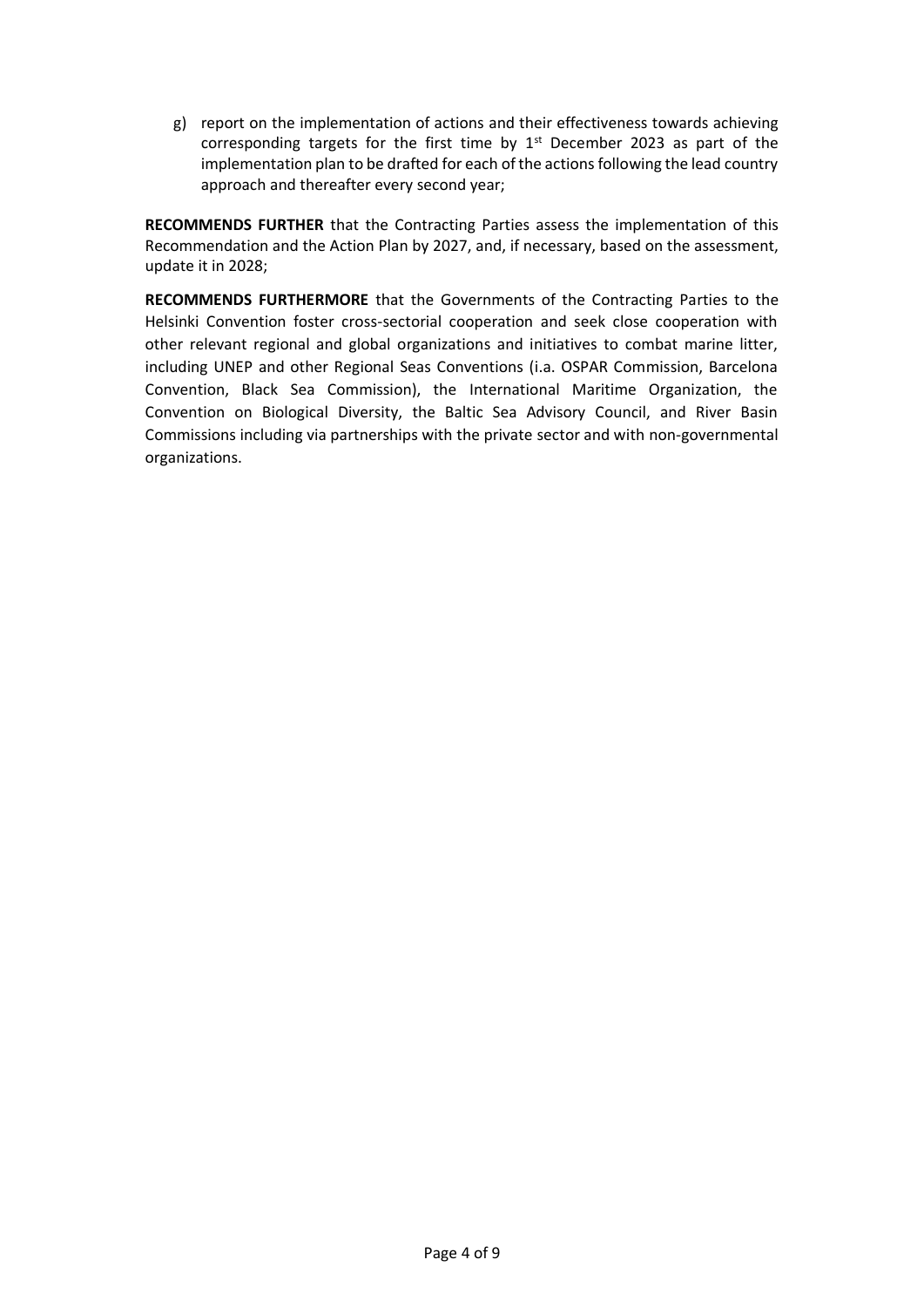g) report on the implementation of actions and their effectiveness towards achieving corresponding targets for the first time by 1st December 2023 as part of the implementation plan to be drafted for each of the actions following the lead country approach and thereafter every second year;

**RECOMMENDS FURTHER** that the Contracting Parties assess the implementation of this Recommendation and the Action Plan by 2027, and, if necessary, based on the assessment, update it in 2028;

**RECOMMENDS FURTHERMORE** that the Governments of the Contracting Parties to the Helsinki Convention foster cross-sectorial cooperation and seek close cooperation with other relevant regional and global organizations and initiatives to combat marine litter, including UNEP and other Regional Seas Conventions (i.a. OSPAR Commission, Barcelona Convention, Black Sea Commission), the International Maritime Organization, the Convention on Biological Diversity, the Baltic Sea Advisory Council, and River Basin Commissions including via partnerships with the private sector and with non-governmental organizations.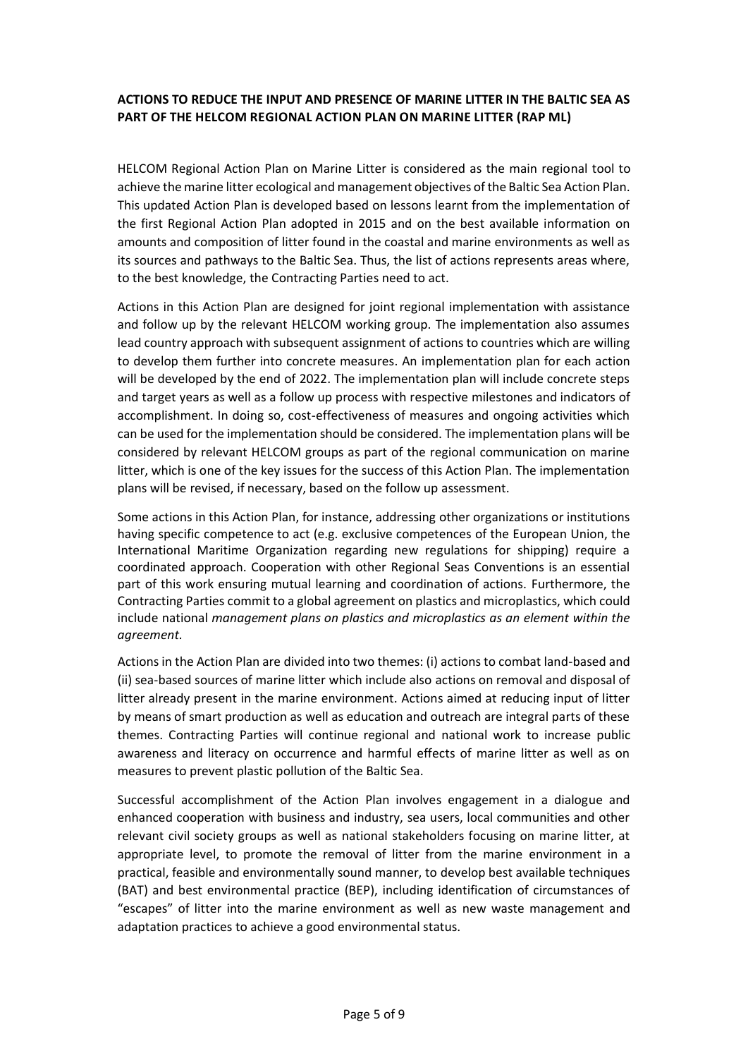**ACTIONS TO REDUCE THE INPUT AND PRESENCE OF MARINE LITTER IN THE BALTIC SEA AS PART OF THE HELCOM REGIONAL ACTION PLAN ON MARINE LITTER (RAP ML)**

HELCOM Regional Action Plan on Marine Litter is considered as the main regional tool to achieve the marine litter ecological and management objectives of the Baltic Sea Action Plan. This updated Action Plan is developed based on lessons learnt from the implementation of the first Regional Action Plan adopted in 2015 and on the best available information on amounts and composition of litter found in the coastal and marine environments as well as its sources and pathways to the Baltic Sea. Thus, the list of actions represents areas where, to the best knowledge, the Contracting Parties need to act.

Actions in this Action Plan are designed for joint regional implementation with assistance and follow up by the relevant HELCOM working group. The implementation also assumes lead country approach with subsequent assignment of actions to countries which are willing to develop them further into concrete measures. An implementation plan for each action will be developed by the end of 2022. The implementation plan will include concrete steps and target years as well as a follow up process with respective milestones and indicators of accomplishment. In doing so, cost-effectiveness of measures and ongoing activities which can be used for the implementation should be considered. The implementation plans will be considered by relevant HELCOM groups as part of the regional communication on marine litter, which is one of the key issues for the success of this Action Plan. The implementation plans will be revised, if necessary, based on the follow up assessment.

Some actions in this Action Plan, for instance, addressing other organizations or institutions having specific competence to act (e.g. exclusive competences of the European Union, the International Maritime Organization regarding new regulations for shipping) require a coordinated approach. Cooperation with other Regional Seas Conventions is an essential part of this work ensuring mutual learning and coordination of actions. Furthermore, the Contracting Parties commit to a global agreement on plastics and microplastics, which could include national *management plans on plastics and microplastics as an element within the agreement.*

Actions in the Action Plan are divided into two themes: (i) actions to combat land-based and (ii) sea-based sources of marine litter which include also actions on removal and disposal of litter already present in the marine environment. Actions aimed at reducing input of litter by means of smart production as well as education and outreach are integral parts of these themes. Contracting Parties will continue regional and national work to increase public awareness and literacy on occurrence and harmful effects of marine litter as well as on measures to prevent plastic pollution of the Baltic Sea.

Successful accomplishment of the Action Plan involves engagement in a dialogue and enhanced cooperation with business and industry, sea users, local communities and other relevant civil society groups as well as national stakeholders focusing on marine litter, at appropriate level, to promote the removal of litter from the marine environment in a practical, feasible and environmentally sound manner, to develop best available techniques (BAT) and best environmental practice (BEP), including identification of circumstances of "escapes" of litter into the marine environment as well as new waste management and adaptation practices to achieve a good environmental status.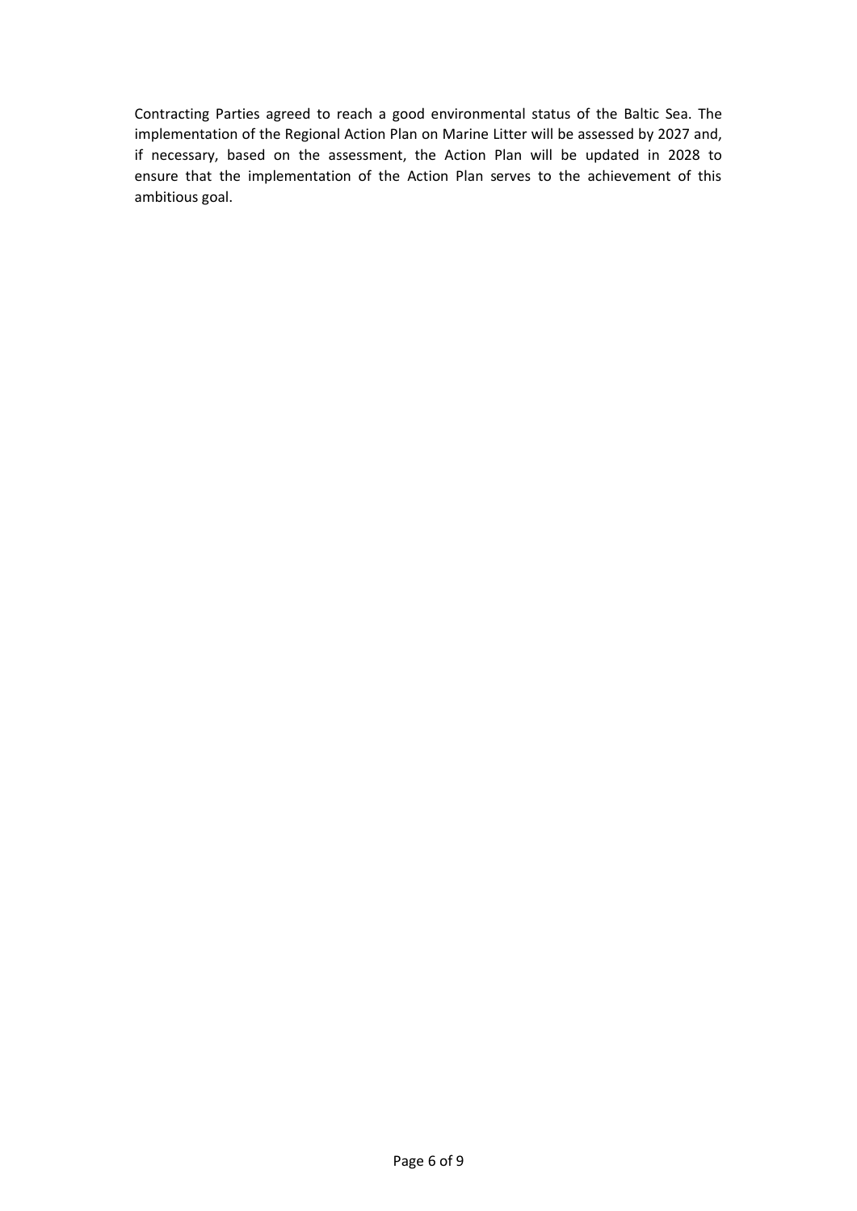Contracting Parties agreed to reach a good environmental status of the Baltic Sea. The implementation of the Regional Action Plan on Marine Litter will be assessed by 2027 and, if necessary, based on the assessment, the Action Plan will be updated in 2028 to ensure that the implementation of the Action Plan serves to the achievement of this ambitious goal.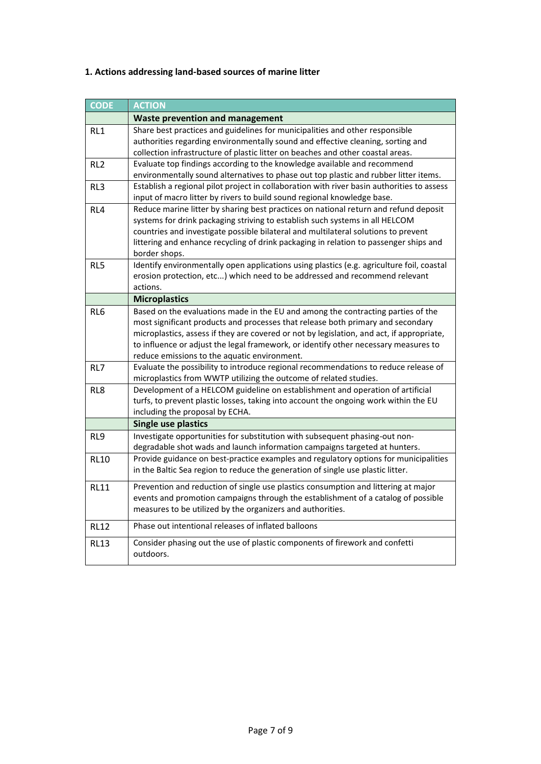## 1. Actions addressing land-based sources of marine litter

| CODE | ACTION |
|---|---|
| | **Waste prevention and management** |
| RL1 | Share best practices and guidelines for municipalities and other responsible authorities regarding environmentally sound and effective cleaning, sorting and collection infrastructure of plastic litter on beaches and other coastal areas. |
| RL2 | Evaluate top findings according to the knowledge available and recommend environmentally sound alternatives to phase out top plastic and rubber litter items. |
| RL3 | Establish a regional pilot project in collaboration with river basin authorities to assess input of macro litter by rivers to build sound regional knowledge base. |
| RL4 | Reduce marine litter by sharing best practices on national return and refund deposit systems for drink packaging striving to establish such systems in all HELCOM countries and investigate possible bilateral and multilateral solutions to prevent littering and enhance recycling of drink packaging in relation to passenger ships and border shops. |
| RL5 | Identify environmentally open applications using plastics (e.g. agriculture foil, coastal erosion protection, etc...) which need to be addressed and recommend relevant actions. |
| | **Microplastics** |
| RL6 | Based on the evaluations made in the EU and among the contracting parties of the most significant products and processes that release both primary and secondary microplastics, assess if they are covered or not by legislation, and act, if appropriate, to influence or adjust the legal framework, or identify other necessary measures to reduce emissions to the aquatic environment. |
| RL7 | Evaluate the possibility to introduce regional recommendations to reduce release of microplastics from WWTP utilizing the outcome of related studies. |
| RL8 | Development of a HELCOM guideline on establishment and operation of artificial turfs, to prevent plastic losses, taking into account the ongoing work within the EU including the proposal by ECHA. |
| | **Single use plastics** |
| RL9 | Investigate opportunities for substitution with subsequent phasing-out non-degradable shot wads and launch information campaigns targeted at hunters. |
| RL10 | Provide guidance on best-practice examples and regulatory options for municipalities in the Baltic Sea region to reduce the generation of single use plastic litter. |
| RL11 | Prevention and reduction of single use plastics consumption and littering at major events and promotion campaigns through the establishment of a catalog of possible measures to be utilized by the organizers and authorities. |
| RL12 | Phase out intentional releases of inflated balloons |
| RL13 | Consider phasing out the use of plastic components of firework and confetti outdoors. |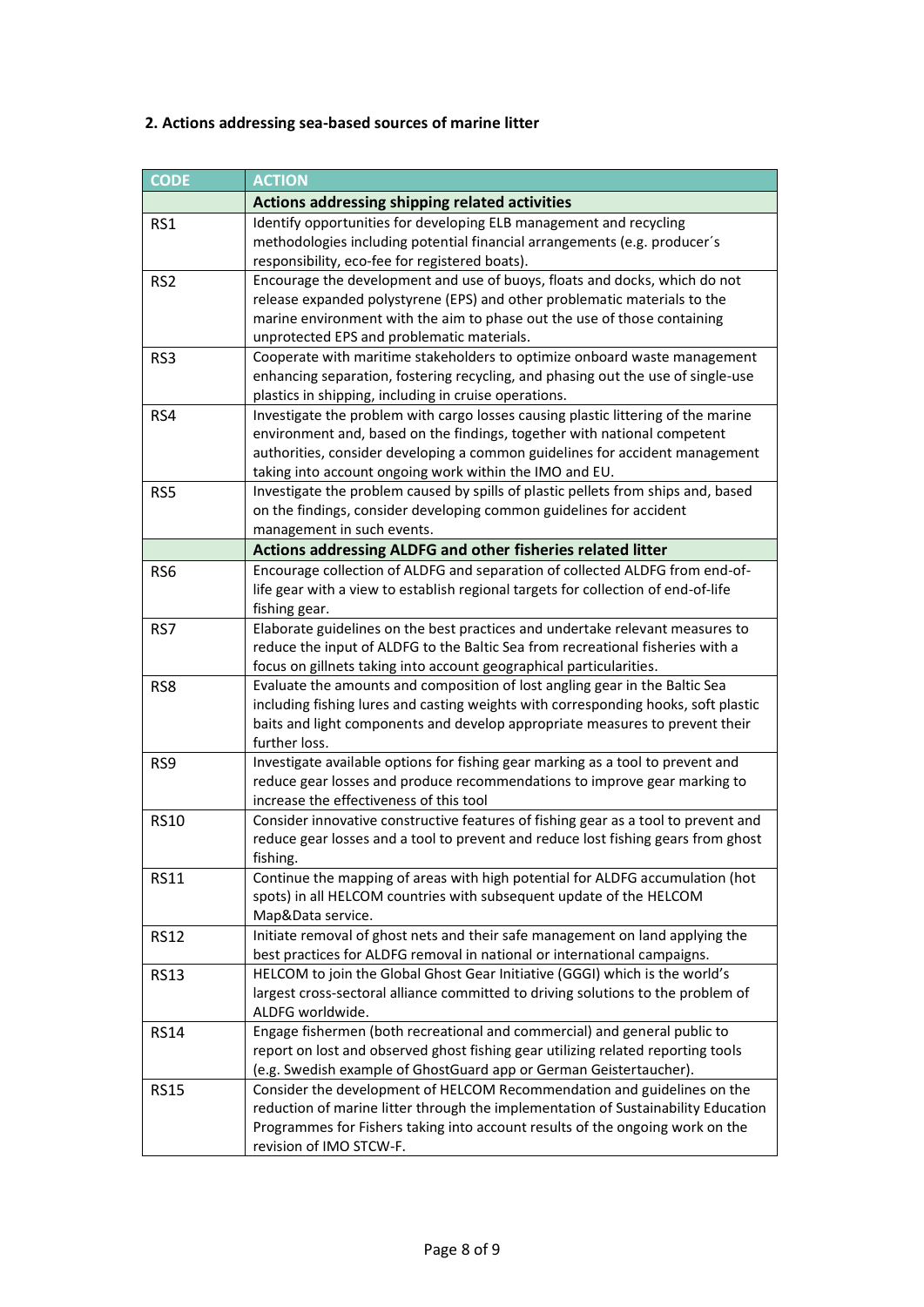## 2. Actions addressing sea-based sources of marine litter

| CODE | ACTION |
|---|---|
| | **Actions addressing shipping related activities** |
| RS1 | Identify opportunities for developing ELB management and recycling methodologies including potential financial arrangements (e.g. producer´s responsibility, eco-fee for registered boats). |
| RS2 | Encourage the development and use of buoys, floats and docks, which do not release expanded polystyrene (EPS) and other problematic materials to the marine environment with the aim to phase out the use of those containing unprotected EPS and problematic materials. |
| RS3 | Cooperate with maritime stakeholders to optimize onboard waste management enhancing separation, fostering recycling, and phasing out the use of single-use plastics in shipping, including in cruise operations. |
| RS4 | Investigate the problem with cargo losses causing plastic littering of the marine environment and, based on the findings, together with national competent authorities, consider developing a common guidelines for accident management taking into account ongoing work within the IMO and EU. |
| RS5 | Investigate the problem caused by spills of plastic pellets from ships and, based on the findings, consider developing common guidelines for accident management in such events. |
| | **Actions addressing ALDFG and other fisheries related litter** |
| RS6 | Encourage collection of ALDFG and separation of collected ALDFG from end-of-life gear with a view to establish regional targets for collection of end-of-life fishing gear. |
| RS7 | Elaborate guidelines on the best practices and undertake relevant measures to reduce the input of ALDFG to the Baltic Sea from recreational fisheries with a focus on gillnets taking into account geographical particularities. |
| RS8 | Evaluate the amounts and composition of lost angling gear in the Baltic Sea including fishing lures and casting weights with corresponding hooks, soft plastic baits and light components and develop appropriate measures to prevent their further loss. |
| RS9 | Investigate available options for fishing gear marking as a tool to prevent and reduce gear losses and produce recommendations to improve gear marking to increase the effectiveness of this tool |
| RS10 | Consider innovative constructive features of fishing gear as a tool to prevent and reduce gear losses and a tool to prevent and reduce lost fishing gears from ghost fishing. |
| RS11 | Continue the mapping of areas with high potential for ALDFG accumulation (hot spots) in all HELCOM countries with subsequent update of the HELCOM Map&Data service. |
| RS12 | Initiate removal of ghost nets and their safe management on land applying the best practices for ALDFG removal in national or international campaigns. |
| RS13 | HELCOM to join the Global Ghost Gear Initiative (GGGI) which is the world's largest cross-sectoral alliance committed to driving solutions to the problem of ALDFG worldwide. |
| RS14 | Engage fishermen (both recreational and commercial) and general public to report on lost and observed ghost fishing gear utilizing related reporting tools (e.g. Swedish example of GhostGuard app or German Geistertaucher). |
| RS15 | Consider the development of HELCOM Recommendation and guidelines on the reduction of marine litter through the implementation of Sustainability Education Programmes for Fishers taking into account results of the ongoing work on the revision of IMO STCW-F. |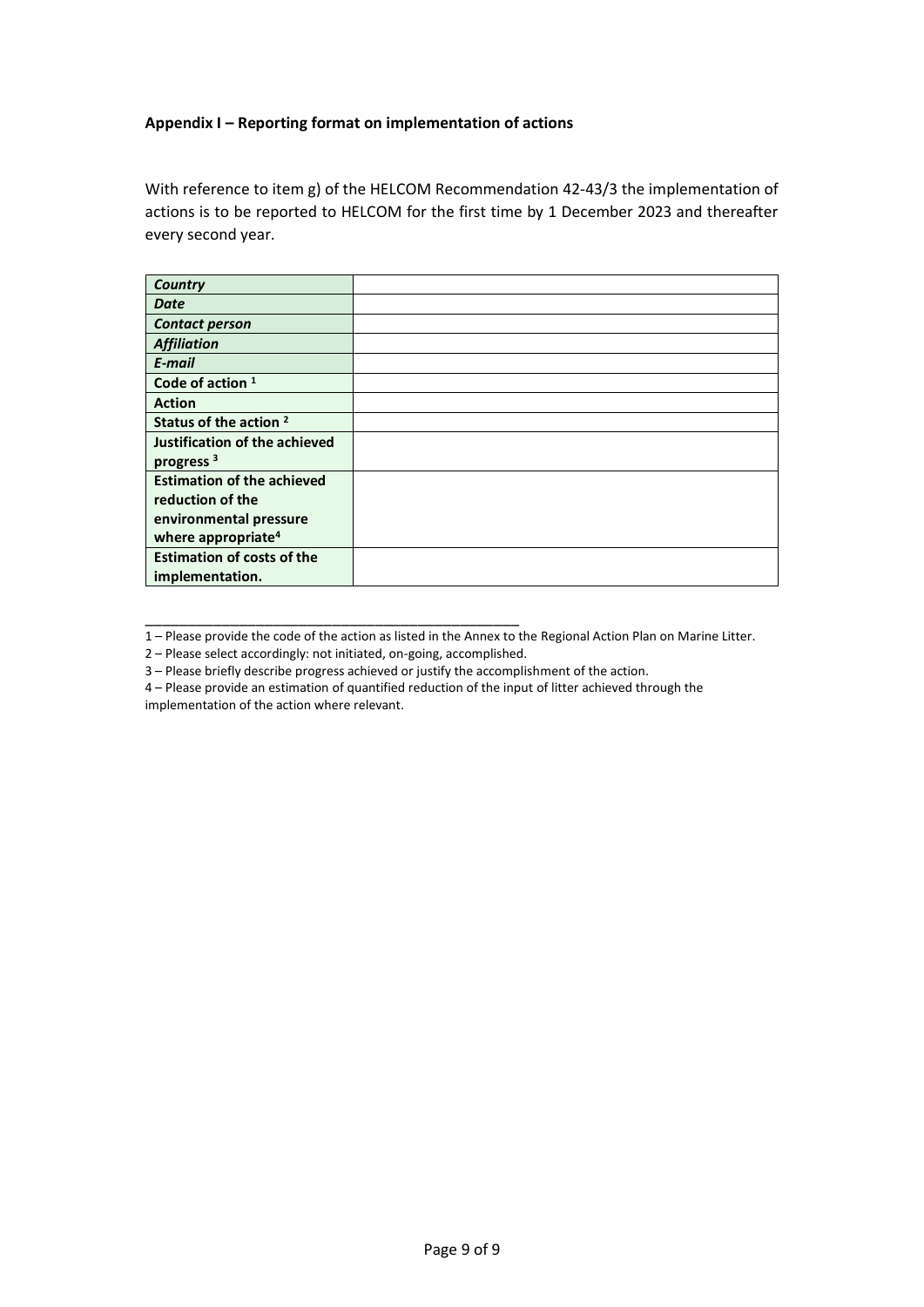**Appendix I – Reporting format on implementation of actions**

With reference to item g) of the HELCOM Recommendation 42-43/3 the implementation of actions is to be reported to HELCOM for the first time by 1 December 2023 and thereafter every second year.

| | |
|---|---|
| ***Country*** | |
| ***Date*** | |
| ***Contact person*** | |
| ***Affiliation*** | |
| ***E-mail*** | |
| **Code of action** [1] | |
| **Action** | |
| **Status of the action** [2] | |
| **Justification of the achieved progress** [3] | |
| **Estimation of the achieved reduction of the environmental pressure where appropriate**[4] | |
| **Estimation of costs of the implementation.** | |

---

1 – Please provide the code of the action as listed in the Annex to the Regional Action Plan on Marine Litter.

2 – Please select accordingly: not initiated, on-going, accomplished.

3 – Please briefly describe progress achieved or justify the accomplishment of the action.

4 – Please provide an estimation of quantified reduction of the input of litter achieved through the implementation of the action where relevant.